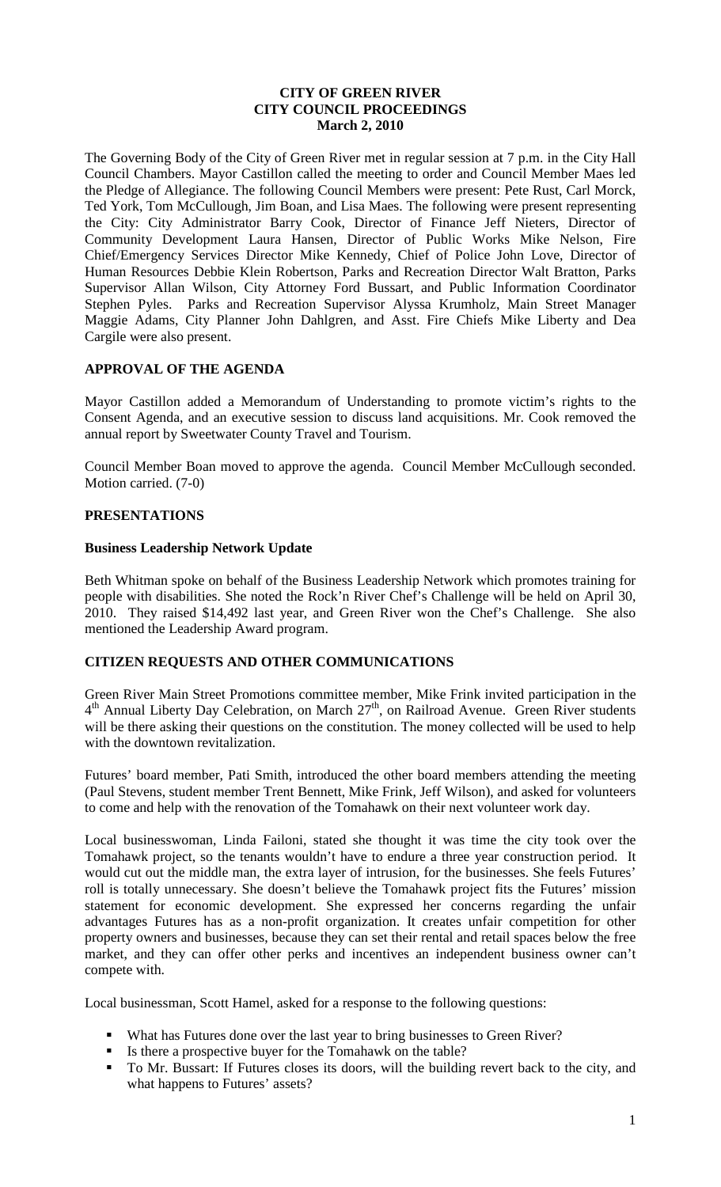**CITY OF GREEN RIVER**
**CITY COUNCIL PROCEEDINGS**
**March 2, 2010**

The Governing Body of the City of Green River met in regular session at 7 p.m. in the City Hall Council Chambers. Mayor Castillon called the meeting to order and Council Member Maes led the Pledge of Allegiance. The following Council Members were present: Pete Rust, Carl Morck, Ted York, Tom McCullough, Jim Boan, and Lisa Maes. The following were present representing the City: City Administrator Barry Cook, Director of Finance Jeff Nieters, Director of Community Development Laura Hansen, Director of Public Works Mike Nelson, Fire Chief/Emergency Services Director Mike Kennedy, Chief of Police John Love, Director of Human Resources Debbie Klein Robertson, Parks and Recreation Director Walt Bratton, Parks Supervisor Allan Wilson, City Attorney Ford Bussart, and Public Information Coordinator Stephen Pyles. Parks and Recreation Supervisor Alyssa Krumholz, Main Street Manager Maggie Adams, City Planner John Dahlgren, and Asst. Fire Chiefs Mike Liberty and Dea Cargile were also present.

## APPROVAL OF THE AGENDA

Mayor Castillon added a Memorandum of Understanding to promote victim's rights to the Consent Agenda, and an executive session to discuss land acquisitions. Mr. Cook removed the annual report by Sweetwater County Travel and Tourism.

Council Member Boan moved to approve the agenda. Council Member McCullough seconded. Motion carried. (7-0)

## PRESENTATIONS

### Business Leadership Network Update

Beth Whitman spoke on behalf of the Business Leadership Network which promotes training for people with disabilities. She noted the Rock'n River Chef's Challenge will be held on April 30, 2010. They raised $14,492 last year, and Green River won the Chef's Challenge. She also mentioned the Leadership Award program.

## CITIZEN REQUESTS AND OTHER COMMUNICATIONS

Green River Main Street Promotions committee member, Mike Frink invited participation in the 4th Annual Liberty Day Celebration, on March 27th, on Railroad Avenue. Green River students will be there asking their questions on the constitution. The money collected will be used to help with the downtown revitalization.

Futures' board member, Pati Smith, introduced the other board members attending the meeting (Paul Stevens, student member Trent Bennett, Mike Frink, Jeff Wilson), and asked for volunteers to come and help with the renovation of the Tomahawk on their next volunteer work day.

Local businesswoman, Linda Failoni, stated she thought it was time the city took over the Tomahawk project, so the tenants wouldn't have to endure a three year construction period. It would cut out the middle man, the extra layer of intrusion, for the businesses. She feels Futures' roll is totally unnecessary. She doesn't believe the Tomahawk project fits the Futures' mission statement for economic development. She expressed her concerns regarding the unfair advantages Futures has as a non-profit organization. It creates unfair competition for other property owners and businesses, because they can set their rental and retail spaces below the free market, and they can offer other perks and incentives an independent business owner can't compete with.

Local businessman, Scott Hamel, asked for a response to the following questions:

- What has Futures done over the last year to bring businesses to Green River?
- Is there a prospective buyer for the Tomahawk on the table?
- To Mr. Bussart: If Futures closes its doors, will the building revert back to the city, and what happens to Futures' assets?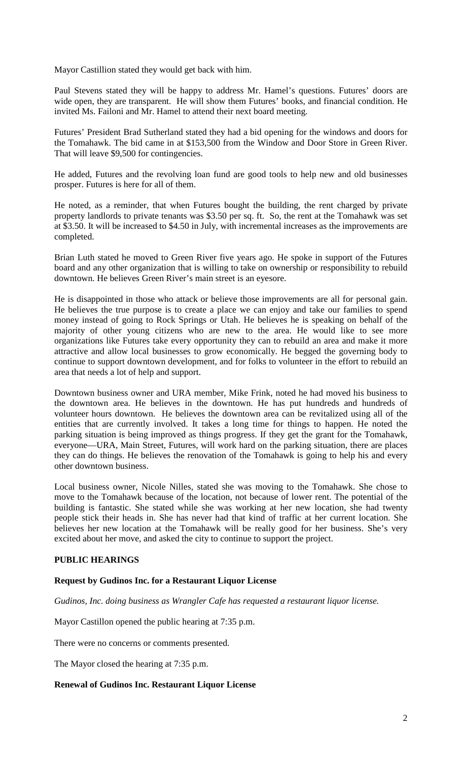Mayor Castillion stated they would get back with him.

Paul Stevens stated they will be happy to address Mr. Hamel's questions. Futures' doors are wide open, they are transparent. He will show them Futures' books, and financial condition. He invited Ms. Failoni and Mr. Hamel to attend their next board meeting.

Futures' President Brad Sutherland stated they had a bid opening for the windows and doors for the Tomahawk. The bid came in at $153,500 from the Window and Door Store in Green River. That will leave $9,500 for contingencies.

He added, Futures and the revolving loan fund are good tools to help new and old businesses prosper. Futures is here for all of them.

He noted, as a reminder, that when Futures bought the building, the rent charged by private property landlords to private tenants was $3.50 per sq. ft. So, the rent at the Tomahawk was set at $3.50. It will be increased to $4.50 in July, with incremental increases as the improvements are completed.

Brian Luth stated he moved to Green River five years ago. He spoke in support of the Futures board and any other organization that is willing to take on ownership or responsibility to rebuild downtown. He believes Green River's main street is an eyesore.

He is disappointed in those who attack or believe those improvements are all for personal gain. He believes the true purpose is to create a place we can enjoy and take our families to spend money instead of going to Rock Springs or Utah. He believes he is speaking on behalf of the majority of other young citizens who are new to the area. He would like to see more organizations like Futures take every opportunity they can to rebuild an area and make it more attractive and allow local businesses to grow economically. He begged the governing body to continue to support downtown development, and for folks to volunteer in the effort to rebuild an area that needs a lot of help and support.

Downtown business owner and URA member, Mike Frink, noted he had moved his business to the downtown area. He believes in the downtown. He has put hundreds and hundreds of volunteer hours downtown. He believes the downtown area can be revitalized using all of the entities that are currently involved. It takes a long time for things to happen. He noted the parking situation is being improved as things progress. If they get the grant for the Tomahawk, everyone—URA, Main Street, Futures, will work hard on the parking situation, there are places they can do things. He believes the renovation of the Tomahawk is going to help his and every other downtown business.

Local business owner, Nicole Nilles, stated she was moving to the Tomahawk. She chose to move to the Tomahawk because of the location, not because of lower rent. The potential of the building is fantastic. She stated while she was working at her new location, she had twenty people stick their heads in. She has never had that kind of traffic at her current location. She believes her new location at the Tomahawk will be really good for her business. She's very excited about her move, and asked the city to continue to support the project.

**PUBLIC HEARINGS**

**Request by Gudinos Inc. for a Restaurant Liquor License**

*Gudinos, Inc. doing business as Wrangler Cafe has requested a restaurant liquor license.*

Mayor Castillon opened the public hearing at 7:35 p.m.

There were no concerns or comments presented.

The Mayor closed the hearing at 7:35 p.m.

**Renewal of Gudinos Inc. Restaurant Liquor License**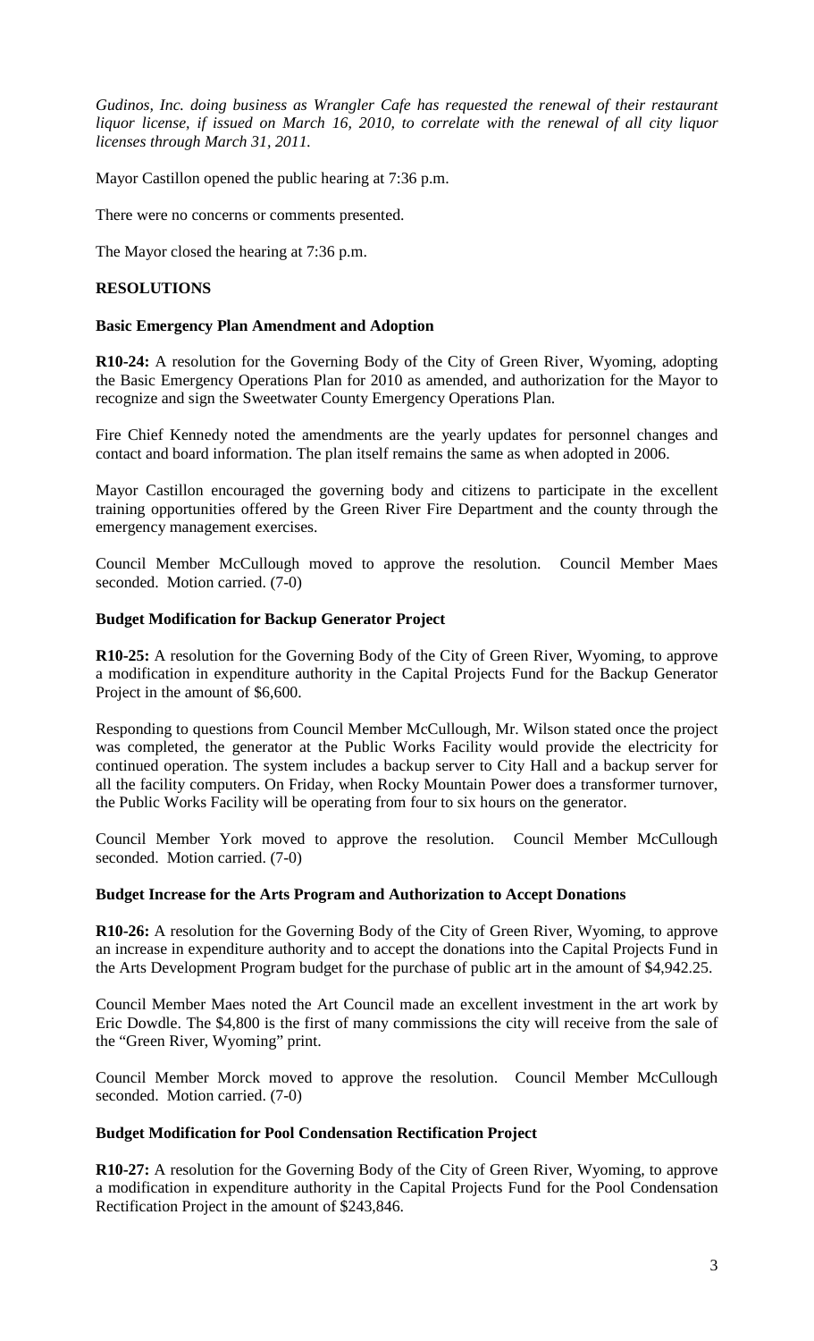*Gudinos, Inc. doing business as Wrangler Cafe has requested the renewal of their restaurant liquor license, if issued on March 16, 2010, to correlate with the renewal of all city liquor licenses through March 31, 2011.*

Mayor Castillon opened the public hearing at 7:36 p.m.

There were no concerns or comments presented.

The Mayor closed the hearing at 7:36 p.m.

## RESOLUTIONS

### Basic Emergency Plan Amendment and Adoption

**R10-24:** A resolution for the Governing Body of the City of Green River, Wyoming, adopting the Basic Emergency Operations Plan for 2010 as amended, and authorization for the Mayor to recognize and sign the Sweetwater County Emergency Operations Plan.

Fire Chief Kennedy noted the amendments are the yearly updates for personnel changes and contact and board information. The plan itself remains the same as when adopted in 2006.

Mayor Castillon encouraged the governing body and citizens to participate in the excellent training opportunities offered by the Green River Fire Department and the county through the emergency management exercises.

Council Member McCullough moved to approve the resolution. Council Member Maes seconded. Motion carried. (7-0)

### Budget Modification for Backup Generator Project

**R10-25:** A resolution for the Governing Body of the City of Green River, Wyoming, to approve a modification in expenditure authority in the Capital Projects Fund for the Backup Generator Project in the amount of $6,600.

Responding to questions from Council Member McCullough, Mr. Wilson stated once the project was completed, the generator at the Public Works Facility would provide the electricity for continued operation. The system includes a backup server to City Hall and a backup server for all the facility computers. On Friday, when Rocky Mountain Power does a transformer turnover, the Public Works Facility will be operating from four to six hours on the generator.

Council Member York moved to approve the resolution. Council Member McCullough seconded. Motion carried. (7-0)

### Budget Increase for the Arts Program and Authorization to Accept Donations

**R10-26:** A resolution for the Governing Body of the City of Green River, Wyoming, to approve an increase in expenditure authority and to accept the donations into the Capital Projects Fund in the Arts Development Program budget for the purchase of public art in the amount of $4,942.25.

Council Member Maes noted the Art Council made an excellent investment in the art work by Eric Dowdle. The $4,800 is the first of many commissions the city will receive from the sale of the "Green River, Wyoming" print.

Council Member Morck moved to approve the resolution. Council Member McCullough seconded. Motion carried. (7-0)

### Budget Modification for Pool Condensation Rectification Project

**R10-27:** A resolution for the Governing Body of the City of Green River, Wyoming, to approve a modification in expenditure authority in the Capital Projects Fund for the Pool Condensation Rectification Project in the amount of $243,846.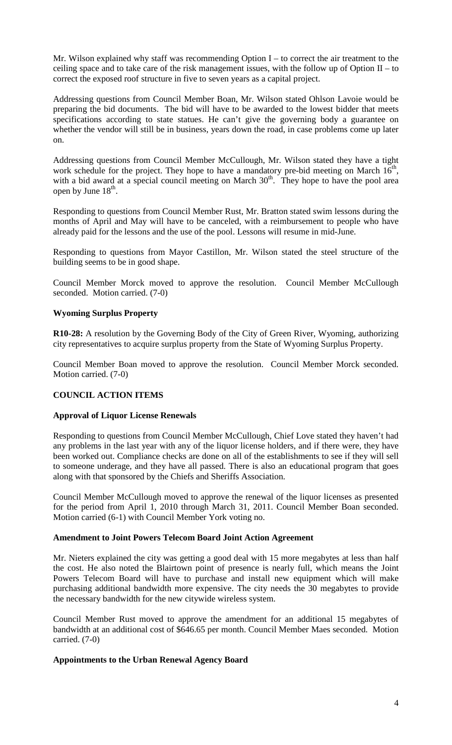Mr. Wilson explained why staff was recommending Option I – to correct the air treatment to the ceiling space and to take care of the risk management issues, with the follow up of Option II – to correct the exposed roof structure in five to seven years as a capital project.

Addressing questions from Council Member Boan, Mr. Wilson stated Ohlson Lavoie would be preparing the bid documents. The bid will have to be awarded to the lowest bidder that meets specifications according to state statues. He can't give the governing body a guarantee on whether the vendor will still be in business, years down the road, in case problems come up later on.

Addressing questions from Council Member McCullough, Mr. Wilson stated they have a tight work schedule for the project. They hope to have a mandatory pre-bid meeting on March 16th, with a bid award at a special council meeting on March 30th. They hope to have the pool area open by June 18th.

Responding to questions from Council Member Rust, Mr. Bratton stated swim lessons during the months of April and May will have to be canceled, with a reimbursement to people who have already paid for the lessons and the use of the pool. Lessons will resume in mid-June.

Responding to questions from Mayor Castillon, Mr. Wilson stated the steel structure of the building seems to be in good shape.

Council Member Morck moved to approve the resolution. Council Member McCullough seconded. Motion carried. (7-0)

**Wyoming Surplus Property**

**R10-28:** A resolution by the Governing Body of the City of Green River, Wyoming, authorizing city representatives to acquire surplus property from the State of Wyoming Surplus Property.

Council Member Boan moved to approve the resolution. Council Member Morck seconded. Motion carried. (7-0)

## COUNCIL ACTION ITEMS

**Approval of Liquor License Renewals**

Responding to questions from Council Member McCullough, Chief Love stated they haven't had any problems in the last year with any of the liquor license holders, and if there were, they have been worked out. Compliance checks are done on all of the establishments to see if they will sell to someone underage, and they have all passed. There is also an educational program that goes along with that sponsored by the Chiefs and Sheriffs Association.

Council Member McCullough moved to approve the renewal of the liquor licenses as presented for the period from April 1, 2010 through March 31, 2011. Council Member Boan seconded. Motion carried (6-1) with Council Member York voting no.

**Amendment to Joint Powers Telecom Board Joint Action Agreement**

Mr. Nieters explained the city was getting a good deal with 15 more megabytes at less than half the cost. He also noted the Blairtown point of presence is nearly full, which means the Joint Powers Telecom Board will have to purchase and install new equipment which will make purchasing additional bandwidth more expensive. The city needs the 30 megabytes to provide the necessary bandwidth for the new citywide wireless system.

Council Member Rust moved to approve the amendment for an additional 15 megabytes of bandwidth at an additional cost of $646.65 per month. Council Member Maes seconded. Motion carried. (7-0)

**Appointments to the Urban Renewal Agency Board**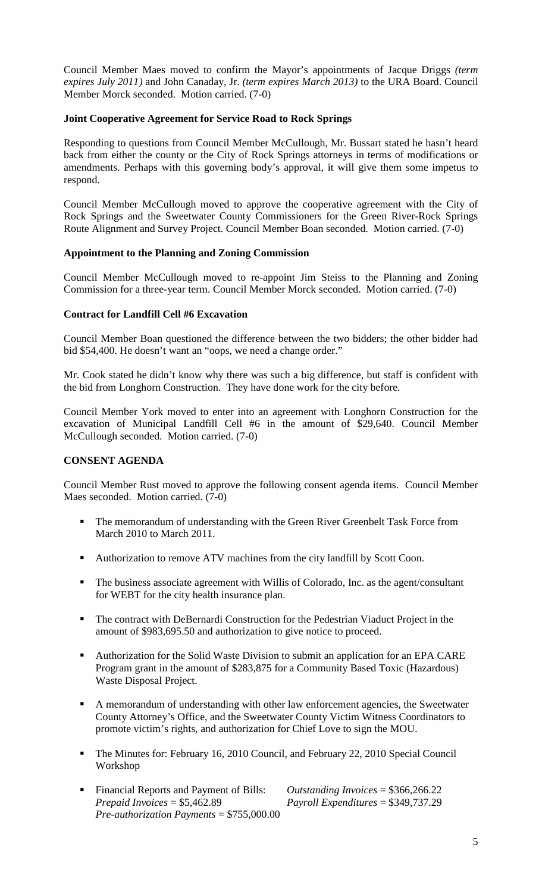Council Member Maes moved to confirm the Mayor's appointments of Jacque Driggs *(term expires July 2011)* and John Canaday, Jr. *(term expires March 2013)* to the URA Board. Council Member Morck seconded. Motion carried. (7-0)

**Joint Cooperative Agreement for Service Road to Rock Springs**

Responding to questions from Council Member McCullough, Mr. Bussart stated he hasn't heard back from either the county or the City of Rock Springs attorneys in terms of modifications or amendments. Perhaps with this governing body's approval, it will give them some impetus to respond.

Council Member McCullough moved to approve the cooperative agreement with the City of Rock Springs and the Sweetwater County Commissioners for the Green River-Rock Springs Route Alignment and Survey Project. Council Member Boan seconded. Motion carried. (7-0)

**Appointment to the Planning and Zoning Commission**

Council Member McCullough moved to re-appoint Jim Steiss to the Planning and Zoning Commission for a three-year term. Council Member Morck seconded. Motion carried. (7-0)

**Contract for Landfill Cell #6 Excavation**

Council Member Boan questioned the difference between the two bidders; the other bidder had bid $54,400. He doesn't want an "oops, we need a change order."

Mr. Cook stated he didn't know why there was such a big difference, but staff is confident with the bid from Longhorn Construction. They have done work for the city before.

Council Member York moved to enter into an agreement with Longhorn Construction for the excavation of Municipal Landfill Cell #6 in the amount of $29,640. Council Member McCullough seconded. Motion carried. (7-0)

**CONSENT AGENDA**

Council Member Rust moved to approve the following consent agenda items. Council Member Maes seconded. Motion carried. (7-0)

- The memorandum of understanding with the Green River Greenbelt Task Force from March 2010 to March 2011.
- Authorization to remove ATV machines from the city landfill by Scott Coon.
- The business associate agreement with Willis of Colorado, Inc. as the agent/consultant for WEBT for the city health insurance plan.
- The contract with DeBernardi Construction for the Pedestrian Viaduct Project in the amount of $983,695.50 and authorization to give notice to proceed.
- Authorization for the Solid Waste Division to submit an application for an EPA CARE Program grant in the amount of $283,875 for a Community Based Toxic (Hazardous) Waste Disposal Project.
- A memorandum of understanding with other law enforcement agencies, the Sweetwater County Attorney's Office, and the Sweetwater County Victim Witness Coordinators to promote victim's rights, and authorization for Chief Love to sign the MOU.
- The Minutes for: February 16, 2010 Council, and February 22, 2010 Special Council Workshop
- Financial Reports and Payment of Bills: *Outstanding Invoices* = $366,266.22 *Prepaid Invoices* = $5,462.89 *Payroll Expenditures* = $349,737.29 *Pre-authorization Payments* = $755,000.00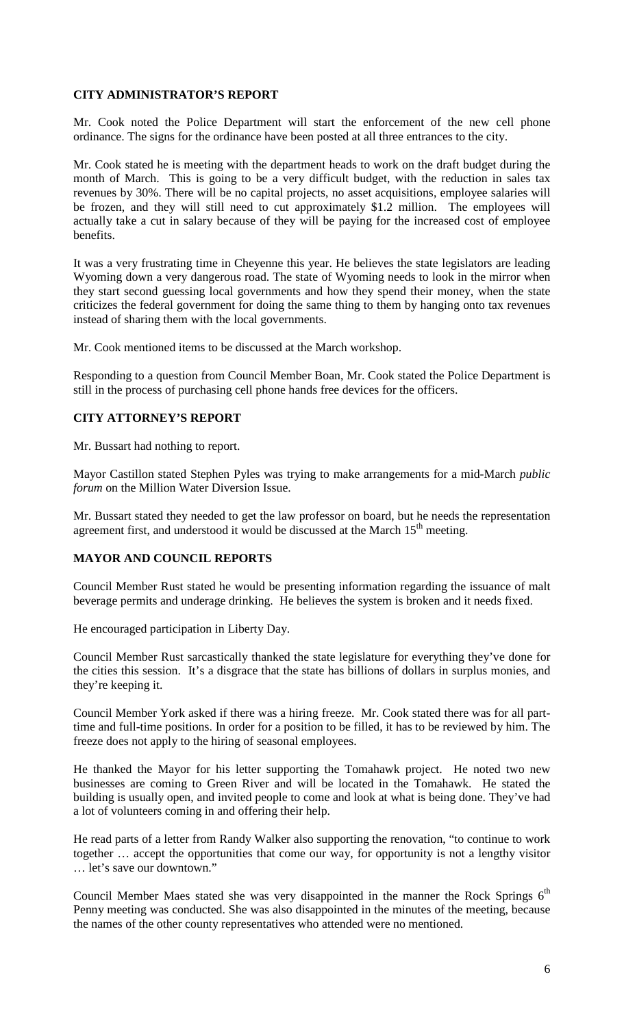## CITY ADMINISTRATOR'S REPORT

Mr. Cook noted the Police Department will start the enforcement of the new cell phone ordinance. The signs for the ordinance have been posted at all three entrances to the city.

Mr. Cook stated he is meeting with the department heads to work on the draft budget during the month of March. This is going to be a very difficult budget, with the reduction in sales tax revenues by 30%. There will be no capital projects, no asset acquisitions, employee salaries will be frozen, and they will still need to cut approximately $1.2 million. The employees will actually take a cut in salary because of they will be paying for the increased cost of employee benefits.

It was a very frustrating time in Cheyenne this year. He believes the state legislators are leading Wyoming down a very dangerous road. The state of Wyoming needs to look in the mirror when they start second guessing local governments and how they spend their money, when the state criticizes the federal government for doing the same thing to them by hanging onto tax revenues instead of sharing them with the local governments.

Mr. Cook mentioned items to be discussed at the March workshop.

Responding to a question from Council Member Boan, Mr. Cook stated the Police Department is still in the process of purchasing cell phone hands free devices for the officers.

## CITY ATTORNEY'S REPORT

Mr. Bussart had nothing to report.

Mayor Castillon stated Stephen Pyles was trying to make arrangements for a mid-March *public forum* on the Million Water Diversion Issue.

Mr. Bussart stated they needed to get the law professor on board, but he needs the representation agreement first, and understood it would be discussed at the March 15th meeting.

## MAYOR AND COUNCIL REPORTS

Council Member Rust stated he would be presenting information regarding the issuance of malt beverage permits and underage drinking. He believes the system is broken and it needs fixed.

He encouraged participation in Liberty Day.

Council Member Rust sarcastically thanked the state legislature for everything they've done for the cities this session. It's a disgrace that the state has billions of dollars in surplus monies, and they're keeping it.

Council Member York asked if there was a hiring freeze. Mr. Cook stated there was for all part-time and full-time positions. In order for a position to be filled, it has to be reviewed by him. The freeze does not apply to the hiring of seasonal employees.

He thanked the Mayor for his letter supporting the Tomahawk project. He noted two new businesses are coming to Green River and will be located in the Tomahawk. He stated the building is usually open, and invited people to come and look at what is being done. They've had a lot of volunteers coming in and offering their help.

He read parts of a letter from Randy Walker also supporting the renovation, "to continue to work together … accept the opportunities that come our way, for opportunity is not a lengthy visitor … let's save our downtown."

Council Member Maes stated she was very disappointed in the manner the Rock Springs 6th Penny meeting was conducted. She was also disappointed in the minutes of the meeting, because the names of the other county representatives who attended were no mentioned.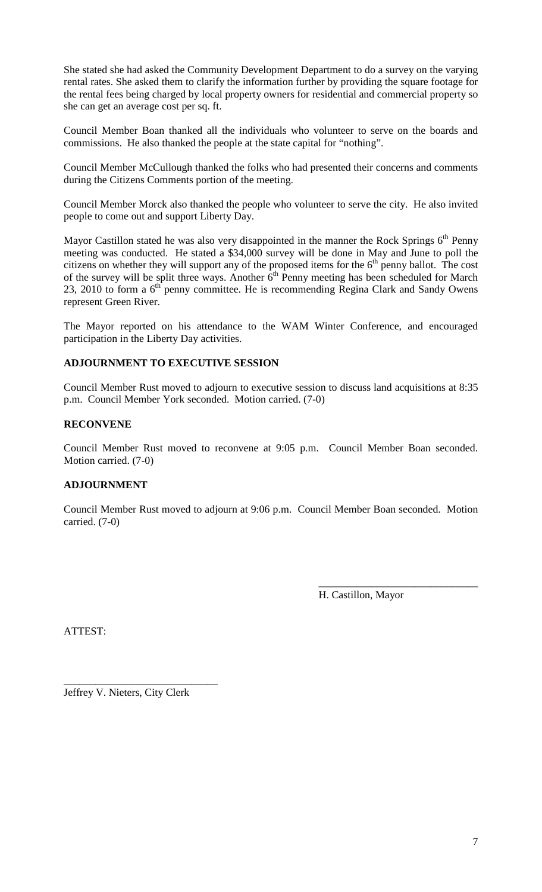She stated she had asked the Community Development Department to do a survey on the varying rental rates. She asked them to clarify the information further by providing the square footage for the rental fees being charged by local property owners for residential and commercial property so she can get an average cost per sq. ft.

Council Member Boan thanked all the individuals who volunteer to serve on the boards and commissions. He also thanked the people at the state capital for "nothing".

Council Member McCullough thanked the folks who had presented their concerns and comments during the Citizens Comments portion of the meeting.

Council Member Morck also thanked the people who volunteer to serve the city. He also invited people to come out and support Liberty Day.

Mayor Castillon stated he was also very disappointed in the manner the Rock Springs 6th Penny meeting was conducted. He stated a $34,000 survey will be done in May and June to poll the citizens on whether they will support any of the proposed items for the 6th penny ballot. The cost of the survey will be split three ways. Another 6th Penny meeting has been scheduled for March 23, 2010 to form a 6th penny committee. He is recommending Regina Clark and Sandy Owens represent Green River.

The Mayor reported on his attendance to the WAM Winter Conference, and encouraged participation in the Liberty Day activities.

**ADJOURNMENT TO EXECUTIVE SESSION**

Council Member Rust moved to adjourn to executive session to discuss land acquisitions at 8:35 p.m. Council Member York seconded. Motion carried. (7-0)

**RECONVENE**

Council Member Rust moved to reconvene at 9:05 p.m. Council Member Boan seconded. Motion carried. (7-0)

**ADJOURNMENT**

Council Member Rust moved to adjourn at 9:06 p.m. Council Member Boan seconded. Motion carried. (7-0)

______________________________
H. Castillon, Mayor

ATTEST:

______________________________
Jeffrey V. Nieters, City Clerk